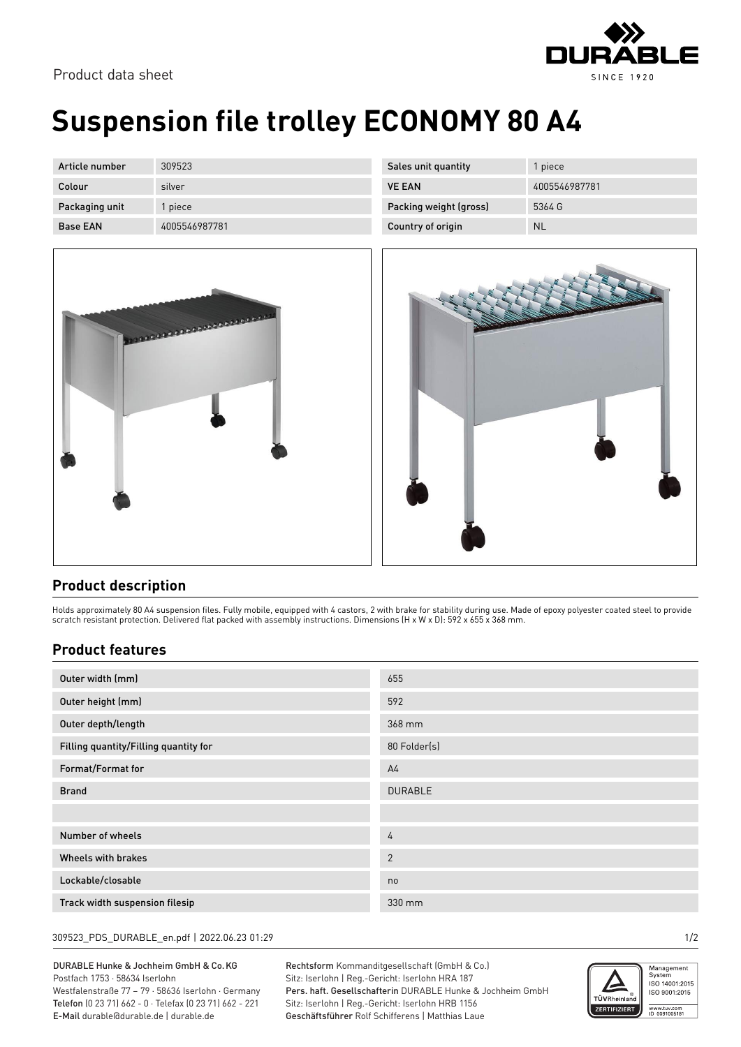Product data sheet

# Suspension file trolley ECONOMY 80 A4

| | | | |
|---|---|---|---|
| Article number | 309523 | Sales unit quantity | 1 piece |
| Colour | silver | VE EAN | 4005546987781 |
| Packaging unit | 1 piece | Packing weight (gross) | 5364 G |
| Base EAN | 4005546987781 | Country of origin | NL |

## Product description

Holds approximately 80 A4 suspension files. Fully mobile, equipped with 4 castors, 2 with brake for stability during use. Made of epoxy polyester coated steel to provide scratch resistant protection. Delivered flat packed with assembly instructions. Dimensions (H x W x D): 592 x 655 x 368 mm.

## Product features

| | |
|---|---|
| Outer width (mm) | 655 |
| Outer height (mm) | 592 |
| Outer depth/length | 368 mm |
| Filling quantity/Filling quantity for | 80 Folder(s) |
| Format/Format for | A4 |
| Brand | DURABLE |
| | |
| Number of wheels | 4 |
| Wheels with brakes | 2 |
| Lockable/closable | no |
| Track width suspension filesip | 330 mm |

309523_PDS_DURABLE_en.pdf | 2022.06.23 01:29

DURABLE Hunke & Jochheim GmbH & Co. KG
Postfach 1753 · 58634 Iserlohn
Westfalenstraße 77 – 79 · 58636 Iserlohn · Germany
Telefon (0 23 71) 662 - 0 · Telefax (0 23 71) 662 - 221
E-Mail durable@durable.de | durable.de

Rechtsform Kommanditgesellschaft (GmbH & Co.)
Sitz: Iserlohn | Reg.-Gericht: Iserlohn HRA 187
Pers. haft. Gesellschafterin DURABLE Hunke & Jochheim GmbH
Sitz: Iserlohn | Reg.-Gericht: Iserlohn HRB 1156
Geschäftsführer Rolf Schifferens | Matthias Laue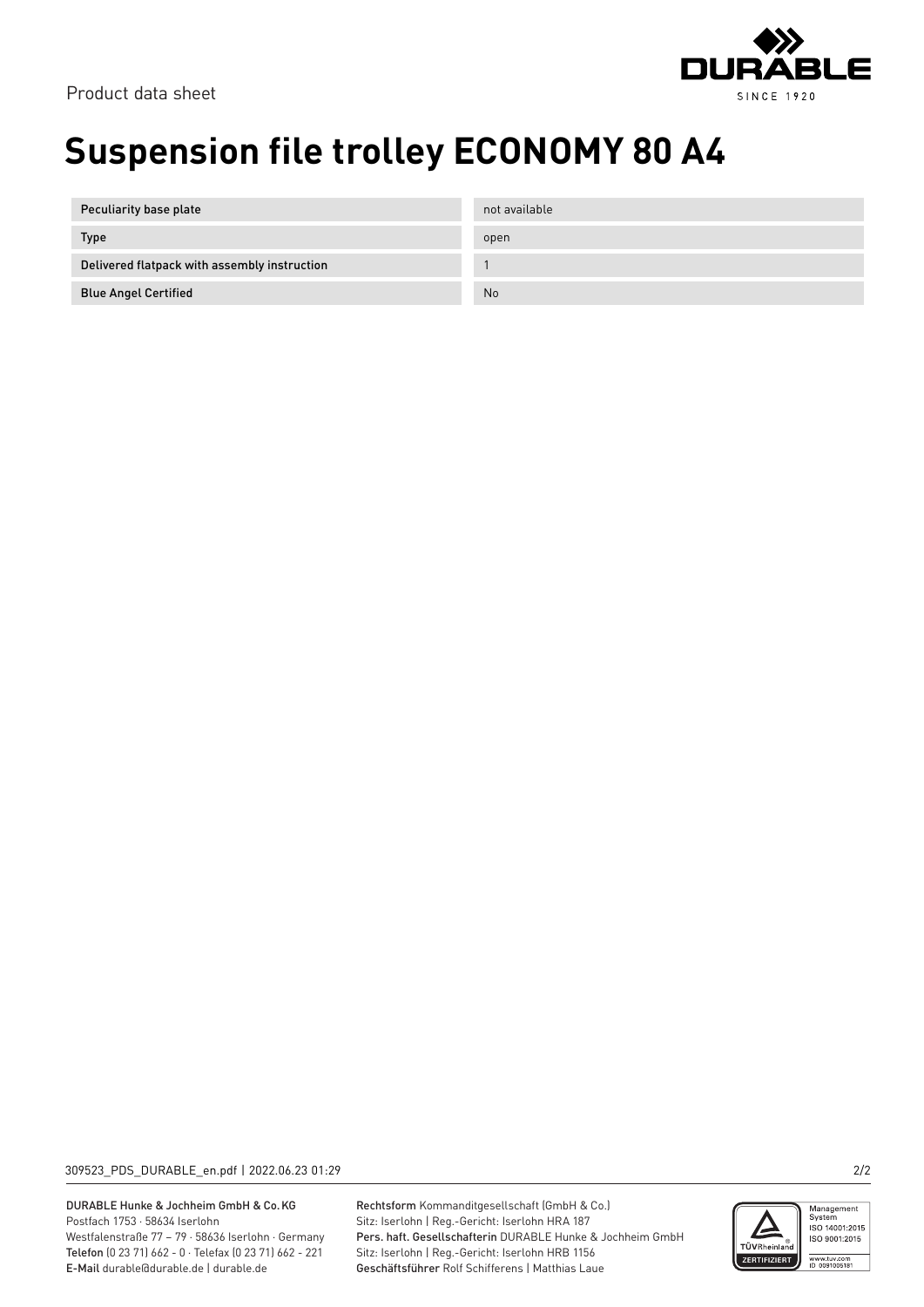# Suspension file trolley ECONOMY 80 A4

| | |
|---|---|
| Peculiarity base plate | not available |
| Type | open |
| Delivered flatpack with assembly instruction | 1 |
| Blue Angel Certified | No |